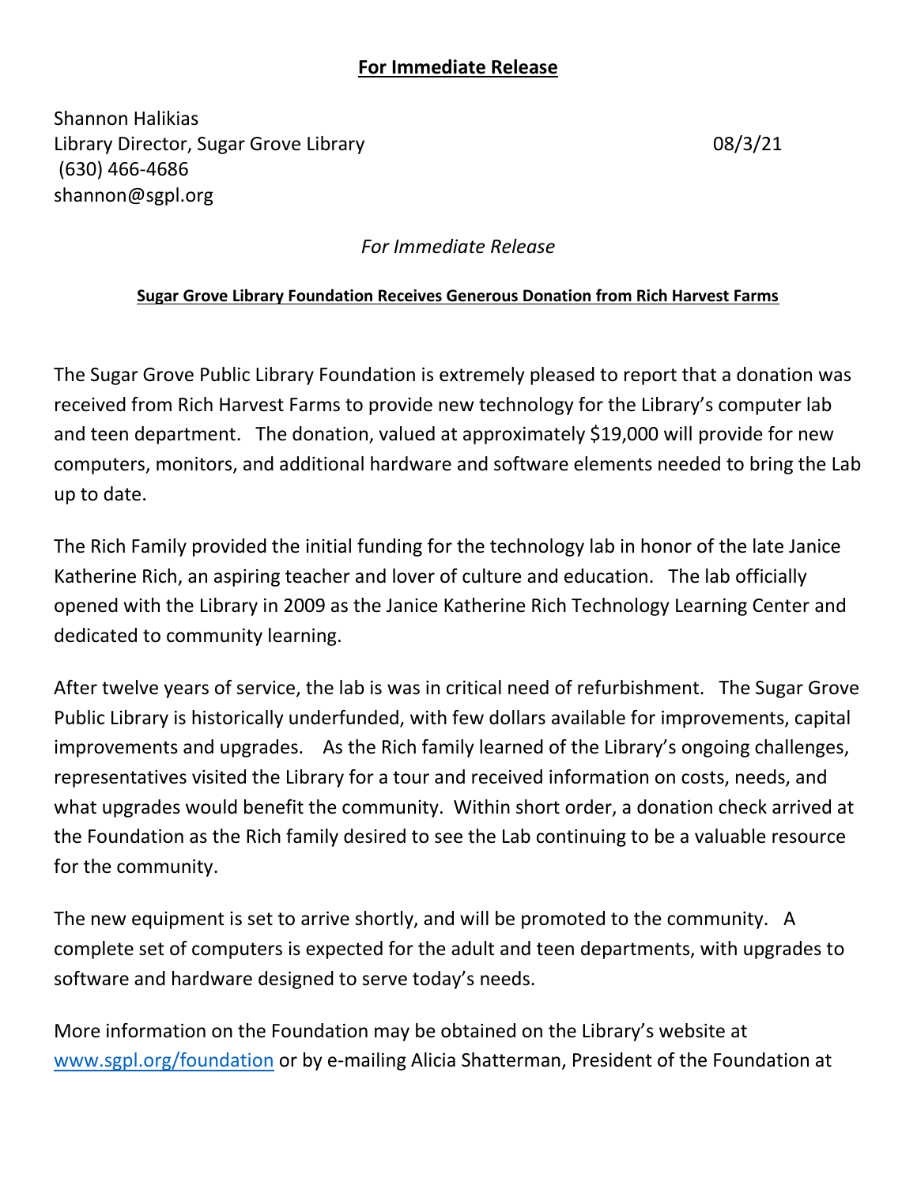**For Immediate Release**

Shannon Halikias
Library Director, Sugar Grove Library 08/3/21
(630) 466-4686
shannon@sgpl.org

*For Immediate Release*

**Sugar Grove Library Foundation Receives Generous Donation from Rich Harvest Farms**

The Sugar Grove Public Library Foundation is extremely pleased to report that a donation was received from Rich Harvest Farms to provide new technology for the Library's computer lab and teen department. The donation, valued at approximately $19,000 will provide for new computers, monitors, and additional hardware and software elements needed to bring the Lab up to date.

The Rich Family provided the initial funding for the technology lab in honor of the late Janice Katherine Rich, an aspiring teacher and lover of culture and education. The lab officially opened with the Library in 2009 as the Janice Katherine Rich Technology Learning Center and dedicated to community learning.

After twelve years of service, the lab is was in critical need of refurbishment. The Sugar Grove Public Library is historically underfunded, with few dollars available for improvements, capital improvements and upgrades. As the Rich family learned of the Library's ongoing challenges, representatives visited the Library for a tour and received information on costs, needs, and what upgrades would benefit the community. Within short order, a donation check arrived at the Foundation as the Rich family desired to see the Lab continuing to be a valuable resource for the community.

The new equipment is set to arrive shortly, and will be promoted to the community. A complete set of computers is expected for the adult and teen departments, with upgrades to software and hardware designed to serve today's needs.

More information on the Foundation may be obtained on the Library's website at www.sgpl.org/foundation or by e-mailing Alicia Shatterman, President of the Foundation at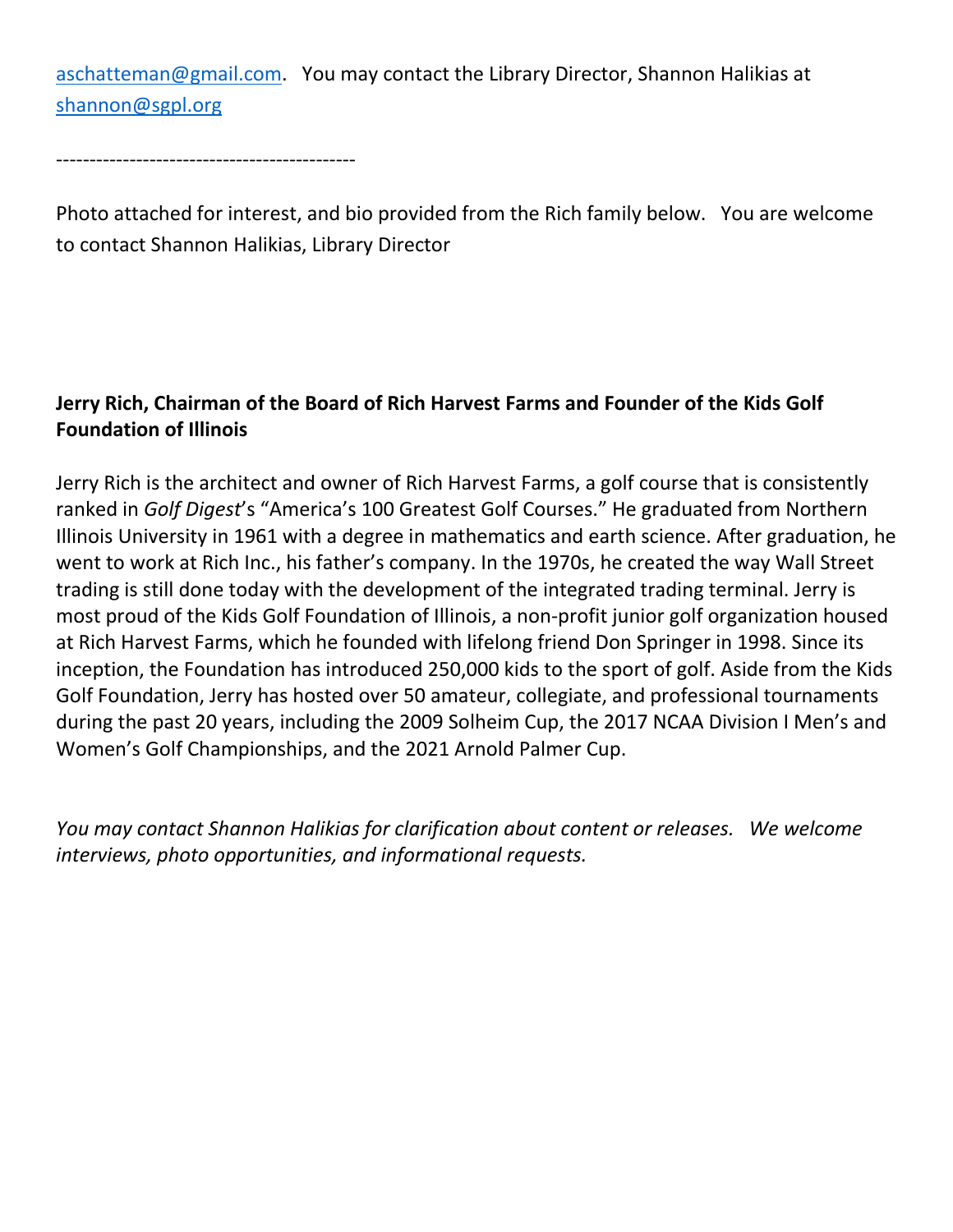aschatteman@gmail.com. You may contact the Library Director, Shannon Halikias at shannon@sgpl.org

---------------------------------------------

Photo attached for interest, and bio provided from the Rich family below. You are welcome to contact Shannon Halikias, Library Director

**Jerry Rich, Chairman of the Board of Rich Harvest Farms and Founder of the Kids Golf Foundation of Illinois**

Jerry Rich is the architect and owner of Rich Harvest Farms, a golf course that is consistently ranked in *Golf Digest*'s "America's 100 Greatest Golf Courses." He graduated from Northern Illinois University in 1961 with a degree in mathematics and earth science. After graduation, he went to work at Rich Inc., his father's company. In the 1970s, he created the way Wall Street trading is still done today with the development of the integrated trading terminal. Jerry is most proud of the Kids Golf Foundation of Illinois, a non-profit junior golf organization housed at Rich Harvest Farms, which he founded with lifelong friend Don Springer in 1998. Since its inception, the Foundation has introduced 250,000 kids to the sport of golf. Aside from the Kids Golf Foundation, Jerry has hosted over 50 amateur, collegiate, and professional tournaments during the past 20 years, including the 2009 Solheim Cup, the 2017 NCAA Division I Men's and Women's Golf Championships, and the 2021 Arnold Palmer Cup.

*You may contact Shannon Halikias for clarification about content or releases. We welcome interviews, photo opportunities, and informational requests.*